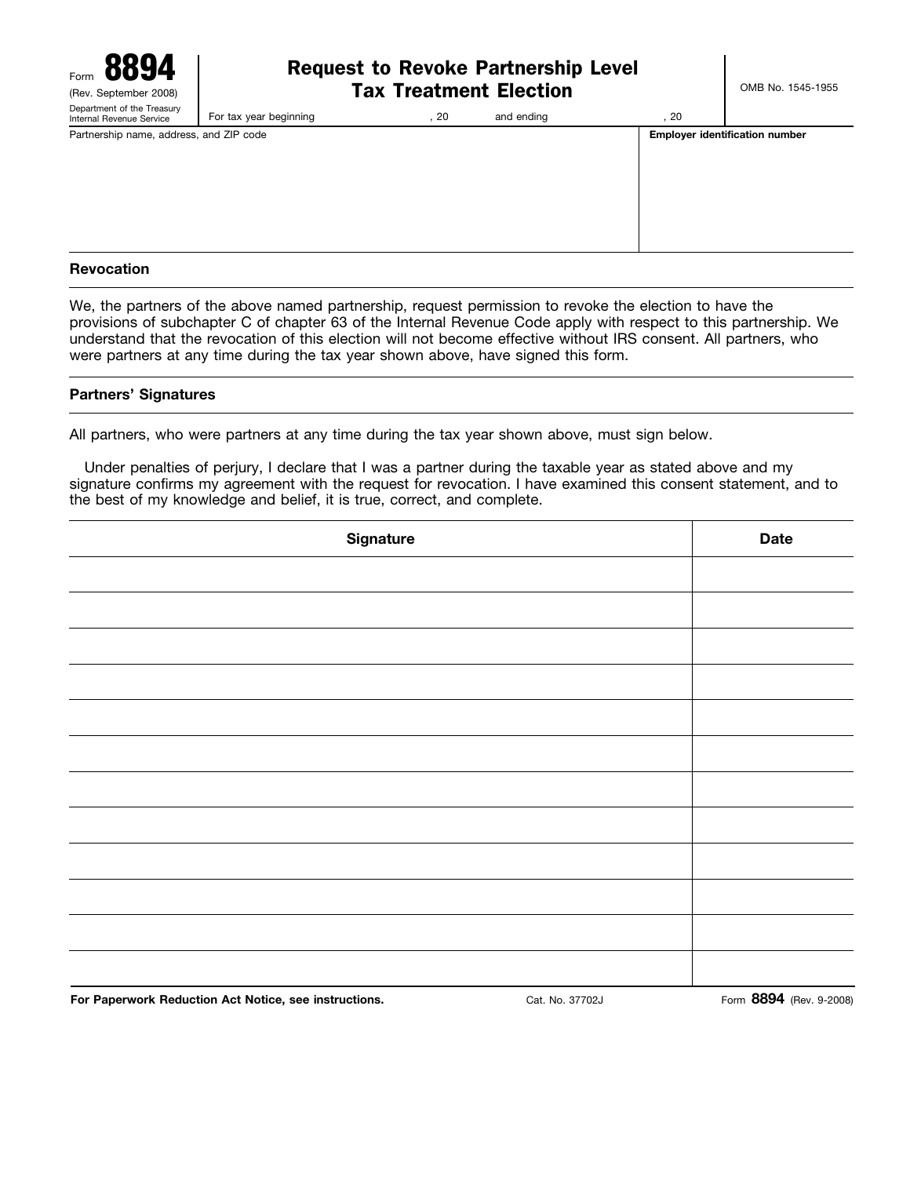Form **8894**
(Rev. September 2008)
Department of the Treasury
Internal Revenue Service

# Request to Revoke Partnership Level Tax Treatment Election

OMB No. 1545-1955

For tax year beginning , 20 and ending , 20

| Partnership name, address, and ZIP code | Employer identification number |
| --- | --- |
| | |

## Revocation

We, the partners of the above named partnership, request permission to revoke the election to have the provisions of subchapter C of chapter 63 of the Internal Revenue Code apply with respect to this partnership. We understand that the revocation of this election will not become effective without IRS consent. All partners, who were partners at any time during the tax year shown above, have signed this form.

## Partners' Signatures

All partners, who were partners at any time during the tax year shown above, must sign below.

Under penalties of perjury, I declare that I was a partner during the taxable year as stated above and my signature confirms my agreement with the request for revocation. I have examined this consent statement, and to the best of my knowledge and belief, it is true, correct, and complete.

| Signature | Date |
| --- | --- |
| | |
| | |
| | |
| | |
| | |
| | |
| | |
| | |
| | |
| | |
| | |
| | |

**For Paperwork Reduction Act Notice, see instructions.** Cat. No. 37702J Form **8894** (Rev. 9-2008)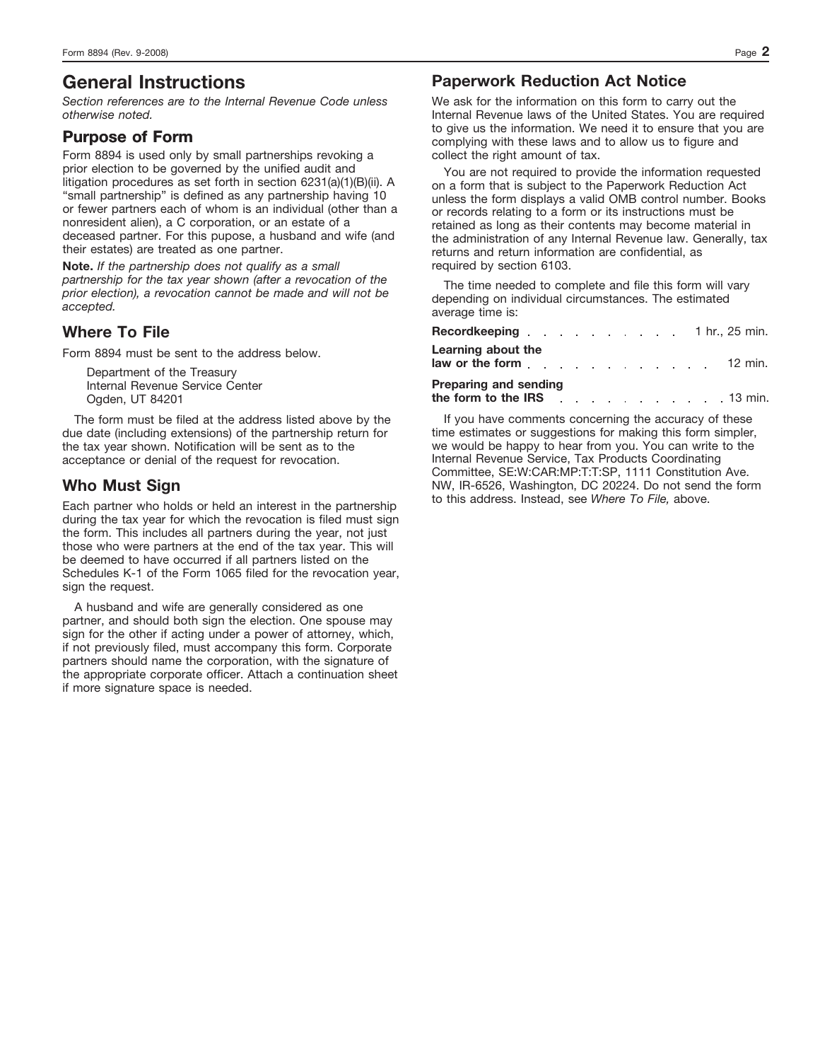# General Instructions

*Section references are to the Internal Revenue Code unless otherwise noted.*

## Purpose of Form

Form 8894 is used only by small partnerships revoking a prior election to be governed by the unified audit and litigation procedures as set forth in section 6231(a)(1)(B)(ii). A "small partnership" is defined as any partnership having 10 or fewer partners each of whom is an individual (other than a nonresident alien), a C corporation, or an estate of a deceased partner. For this pupose, a husband and wife (and their estates) are treated as one partner.

**Note.** *If the partnership does not qualify as a small partnership for the tax year shown (after a revocation of the prior election), a revocation cannot be made and will not be accepted.*

## Where To File

Form 8894 must be sent to the address below.

Department of the Treasury
Internal Revenue Service Center
Ogden, UT 84201

The form must be filed at the address listed above by the due date (including extensions) of the partnership return for the tax year shown. Notification will be sent as to the acceptance or denial of the request for revocation.

## Who Must Sign

Each partner who holds or held an interest in the partnership during the tax year for which the revocation is filed must sign the form. This includes all partners during the year, not just those who were partners at the end of the tax year. This will be deemed to have occurred if all partners listed on the Schedules K-1 of the Form 1065 filed for the revocation year, sign the request.

A husband and wife are generally considered as one partner, and should both sign the election. One spouse may sign for the other if acting under a power of attorney, which, if not previously filed, must accompany this form. Corporate partners should name the corporation, with the signature of the appropriate corporate officer. Attach a continuation sheet if more signature space is needed.

## Paperwork Reduction Act Notice

We ask for the information on this form to carry out the Internal Revenue laws of the United States. You are required to give us the information. We need it to ensure that you are complying with these laws and to allow us to figure and collect the right amount of tax.

You are not required to provide the information requested on a form that is subject to the Paperwork Reduction Act unless the form displays a valid OMB control number. Books or records relating to a form or its instructions must be retained as long as their contents may become material in the administration of any Internal Revenue law. Generally, tax returns and return information are confidential, as required by section 6103.

The time needed to complete and file this form will vary depending on individual circumstances. The estimated average time is:

| | |
|---|---|
| **Recordkeeping** | 1 hr., 25 min. |
| **Learning about the law or the form** | 12 min. |
| **Preparing and sending the form to the IRS** | 13 min. |

If you have comments concerning the accuracy of these time estimates or suggestions for making this form simpler, we would be happy to hear from you. You can write to the Internal Revenue Service, Tax Products Coordinating Committee, SE:W:CAR:MP:T:T:SP, 1111 Constitution Ave. NW, IR-6526, Washington, DC 20224. Do not send the form to this address. Instead, see *Where To File,* above.